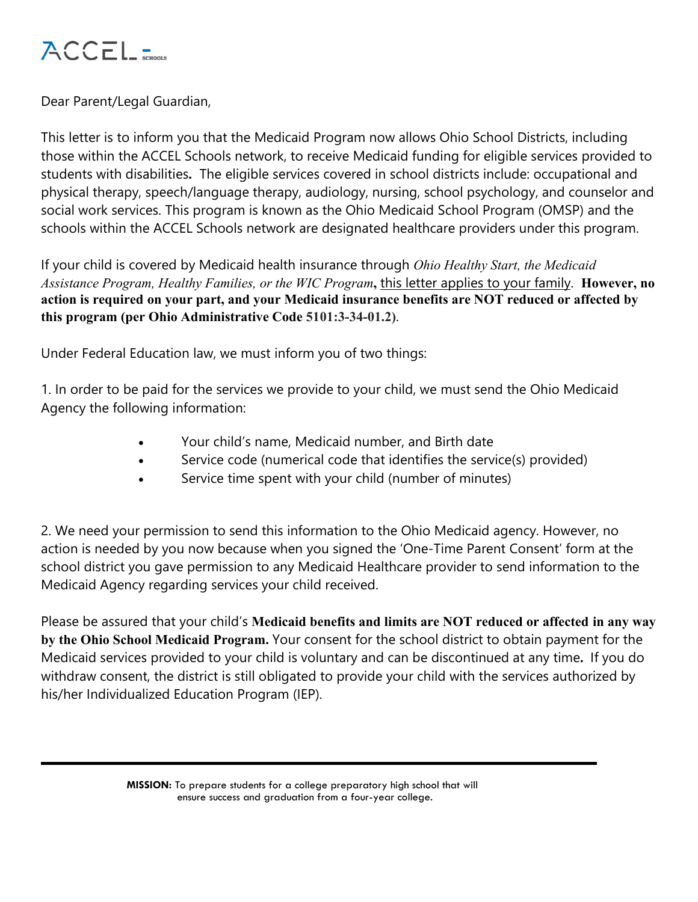ACCEL SCHOOLS

Dear Parent/Legal Guardian,

This letter is to inform you that the Medicaid Program now allows Ohio School Districts, including those within the ACCEL Schools network, to receive Medicaid funding for eligible services provided to students with disabilities**.** The eligible services covered in school districts include: occupational and physical therapy, speech/language therapy, audiology, nursing, school psychology, and counselor and social work services. This program is known as the Ohio Medicaid School Program (OMSP) and the schools within the ACCEL Schools network are designated healthcare providers under this program.

If your child is covered by Medicaid health insurance through *Ohio Healthy Start, the Medicaid Assistance Program, Healthy Families, or the WIC Program***,** this letter applies to your family. **However, no action is required on your part, and your Medicaid insurance benefits are NOT reduced or affected by this program (per Ohio Administrative Code 5101:3-34-01.2)**.

Under Federal Education law, we must inform you of two things:

1. In order to be paid for the services we provide to your child, we must send the Ohio Medicaid Agency the following information:

- Your child's name, Medicaid number, and Birth date
- Service code (numerical code that identifies the service(s) provided)
- Service time spent with your child (number of minutes)

2. We need your permission to send this information to the Ohio Medicaid agency. However, no action is needed by you now because when you signed the 'One-Time Parent Consent' form at the school district you gave permission to any Medicaid Healthcare provider to send information to the Medicaid Agency regarding services your child received.

Please be assured that your child's **Medicaid benefits and limits are NOT reduced or affected in any way by the Ohio School Medicaid Program.** Your consent for the school district to obtain payment for the Medicaid services provided to your child is voluntary and can be discontinued at any time**.** If you do withdraw consent, the district is still obligated to provide your child with the services authorized by his/her Individualized Education Program (IEP).

**MISSION:** To prepare students for a college preparatory high school that will ensure success and graduation from a four-year college.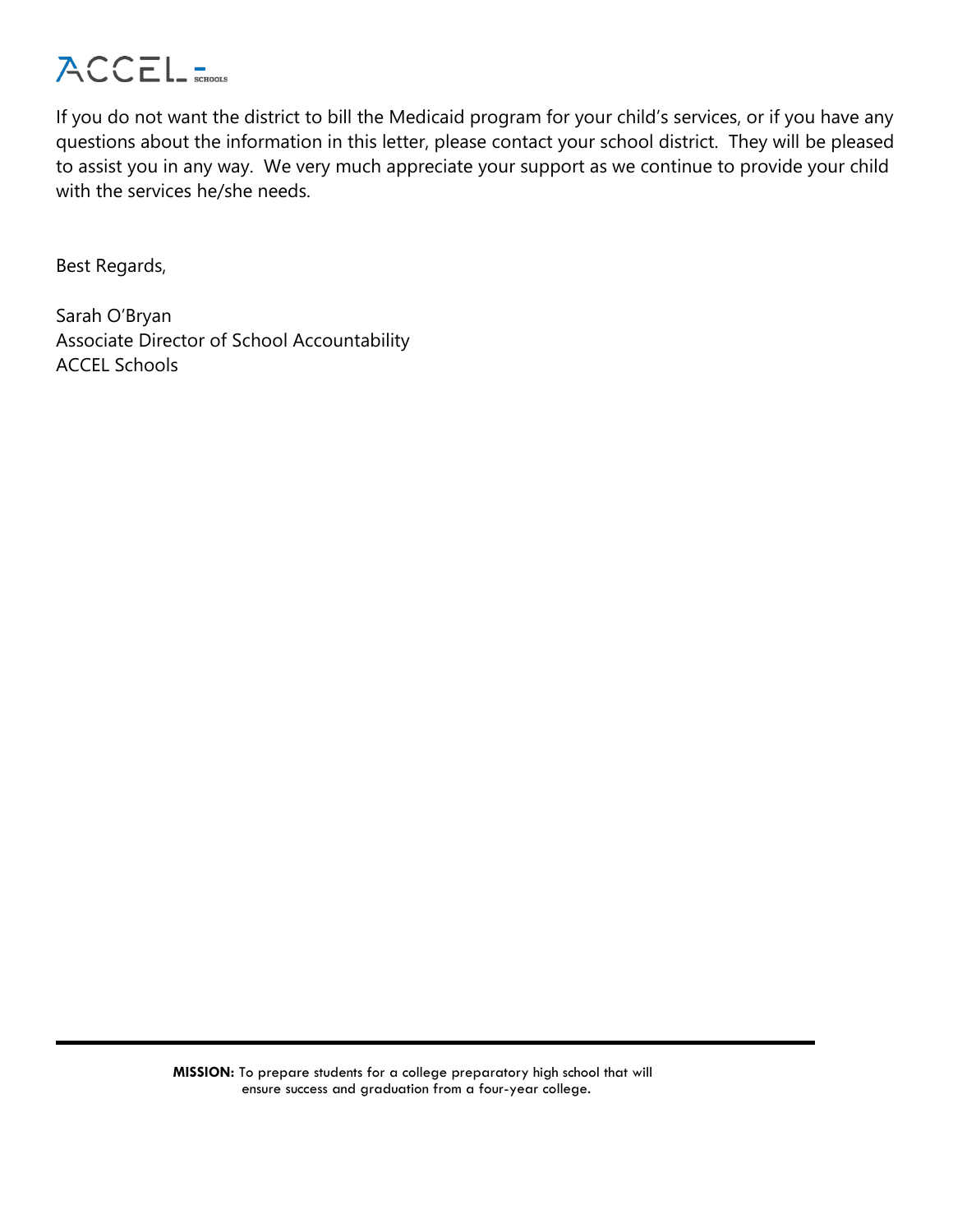If you do not want the district to bill the Medicaid program for your child's services, or if you have any questions about the information in this letter, please contact your school district. They will be pleased to assist you in any way. We very much appreciate your support as we continue to provide your child with the services he/she needs.

Best Regards,

Sarah O'Bryan
Associate Director of School Accountability
ACCEL Schools

**MISSION:** To prepare students for a college preparatory high school that will ensure success and graduation from a four-year college.